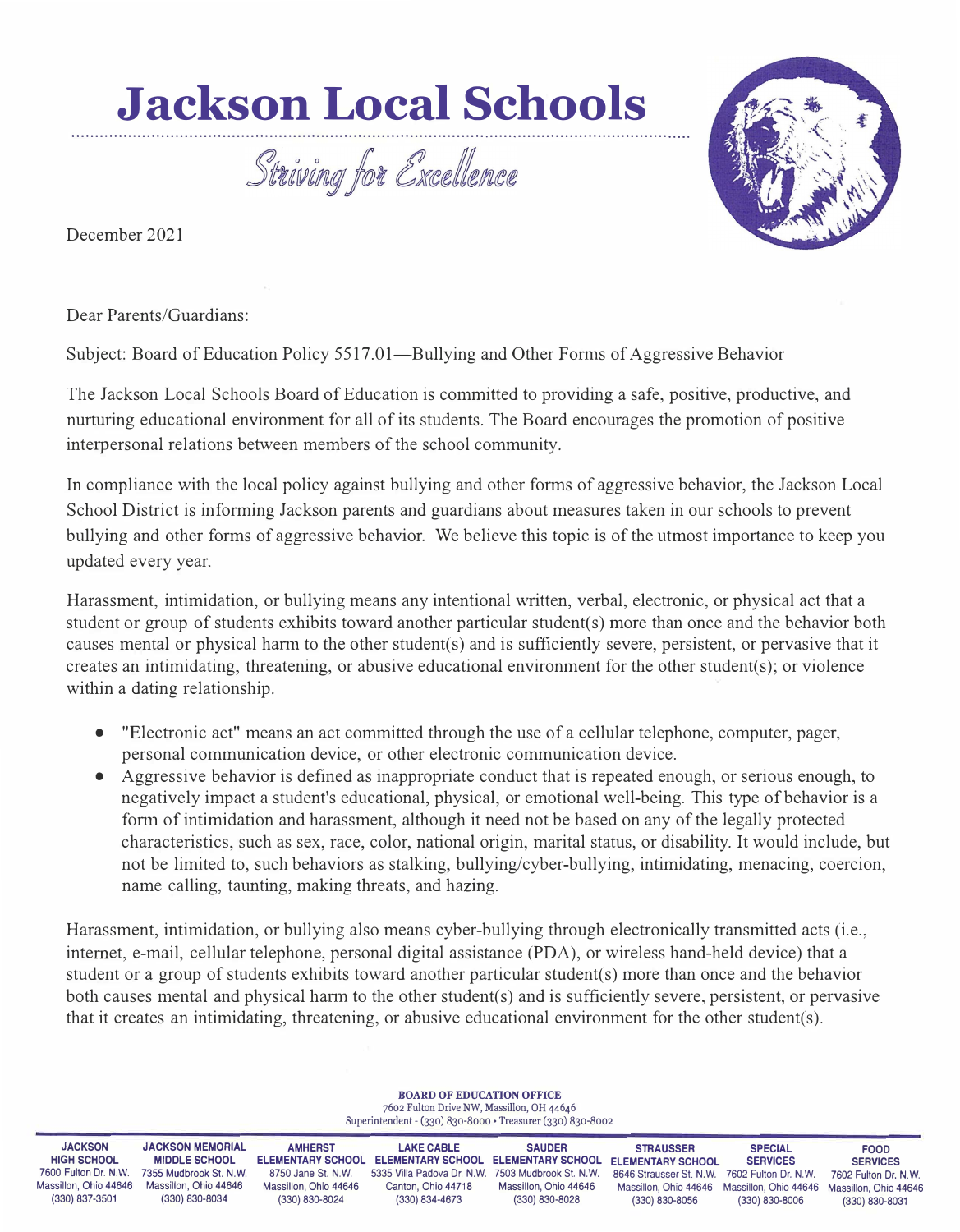# Jackson Local Schools

*Striving for Excellence*

December 2021

Dear Parents/Guardians:

Subject: Board of Education Policy 5517.01—Bullying and Other Forms of Aggressive Behavior

The Jackson Local Schools Board of Education is committed to providing a safe, positive, productive, and nurturing educational environment for all of its students. The Board encourages the promotion of positive interpersonal relations between members of the school community.

In compliance with the local policy against bullying and other forms of aggressive behavior, the Jackson Local School District is informing Jackson parents and guardians about measures taken in our schools to prevent bullying and other forms of aggressive behavior. We believe this topic is of the utmost importance to keep you updated every year.

Harassment, intimidation, or bullying means any intentional written, verbal, electronic, or physical act that a student or group of students exhibits toward another particular student(s) more than once and the behavior both causes mental or physical harm to the other student(s) and is sufficiently severe, persistent, or pervasive that it creates an intimidating, threatening, or abusive educational environment for the other student(s); or violence within a dating relationship.

- "Electronic act" means an act committed through the use of a cellular telephone, computer, pager, personal communication device, or other electronic communication device.
- Aggressive behavior is defined as inappropriate conduct that is repeated enough, or serious enough, to negatively impact a student's educational, physical, or emotional well-being. This type of behavior is a form of intimidation and harassment, although it need not be based on any of the legally protected characteristics, such as sex, race, color, national origin, marital status, or disability. It would include, but not be limited to, such behaviors as stalking, bullying/cyber-bullying, intimidating, menacing, coercion, name calling, taunting, making threats, and hazing.

Harassment, intimidation, or bullying also means cyber-bullying through electronically transmitted acts (i.e., internet, e-mail, cellular telephone, personal digital assistance (PDA), or wireless hand-held device) that a student or a group of students exhibits toward another particular student(s) more than once and the behavior both causes mental and physical harm to the other student(s) and is sufficiently severe, persistent, or pervasive that it creates an intimidating, threatening, or abusive educational environment for the other student(s).

**BOARD OF EDUCATION OFFICE**
7602 Fulton Drive NW, Massillon, OH 44646
Superintendent - (330) 830-8000 • Treasurer (330) 830-8002

| JACKSON HIGH SCHOOL | JACKSON MEMORIAL MIDDLE SCHOOL | AMHERST ELEMENTARY SCHOOL | LAKE CABLE ELEMENTARY SCHOOL | SAUDER ELEMENTARY SCHOOL | STRAUSSER ELEMENTARY SCHOOL | SPECIAL SERVICES | FOOD SERVICES |
|---|---|---|---|---|---|---|---|
| 7600 Fulton Dr. N.W. | 7355 Mudbrook St. N.W. | 8750 Jane St. N.W. | 5335 Villa Padova Dr. N.W. | 7503 Mudbrook St. N.W. | 8646 Strausser St. N.W. | 7602 Fulton Dr. N.W. | 7602 Fulton Dr. N.W. |
| Massillon, Ohio 44646 | Massillon, Ohio 44646 | Massillon, Ohio 44646 | Canton, Ohio 44718 | Massillon, Ohio 44646 | Massillon, Ohio 44646 | Massillon, Ohio 44646 | Massillon, Ohio 44646 |
| (330) 837-3501 | (330) 830-8034 | (330) 830-8024 | (330) 834-4673 | (330) 830-8028 | (330) 830-8056 | (330) 830-8006 | (330) 830-8031 |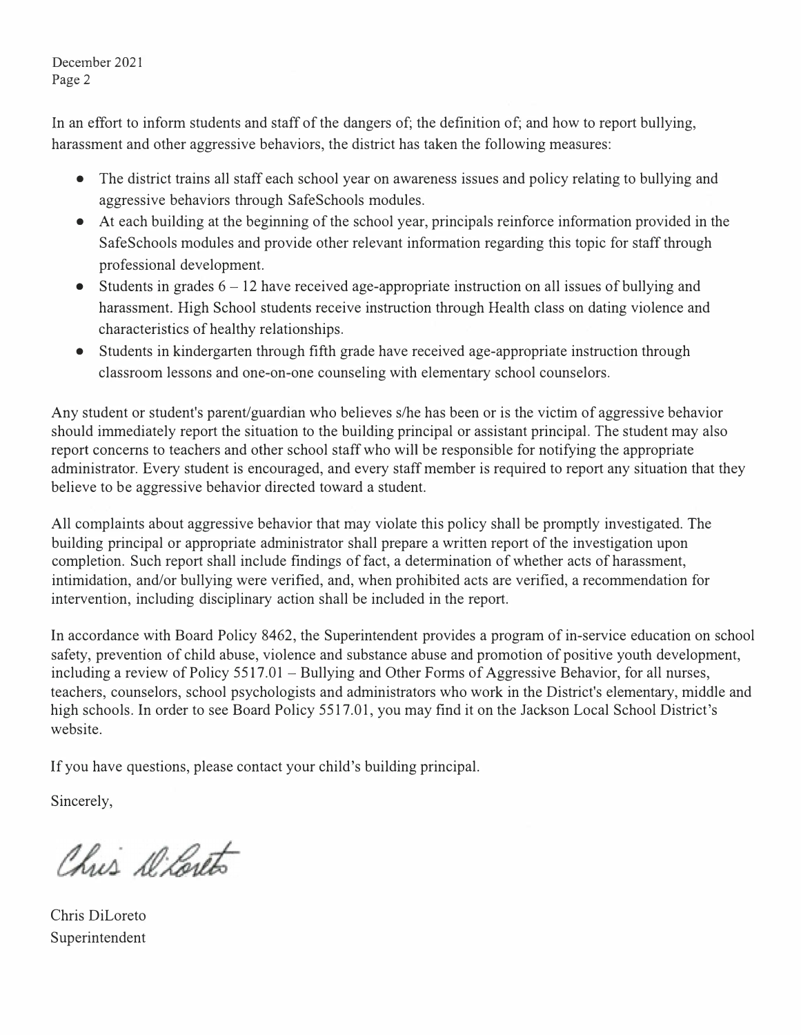In an effort to inform students and staff of the dangers of; the definition of; and how to report bullying, harassment and other aggressive behaviors, the district has taken the following measures:

- The district trains all staff each school year on awareness issues and policy relating to bullying and aggressive behaviors through SafeSchools modules.
- At each building at the beginning of the school year, principals reinforce information provided in the SafeSchools modules and provide other relevant information regarding this topic for staff through professional development.
- Students in grades 6 – 12 have received age-appropriate instruction on all issues of bullying and harassment. High School students receive instruction through Health class on dating violence and characteristics of healthy relationships.
- Students in kindergarten through fifth grade have received age-appropriate instruction through classroom lessons and one-on-one counseling with elementary school counselors.

Any student or student's parent/guardian who believes s/he has been or is the victim of aggressive behavior should immediately report the situation to the building principal or assistant principal. The student may also report concerns to teachers and other school staff who will be responsible for notifying the appropriate administrator. Every student is encouraged, and every staff member is required to report any situation that they believe to be aggressive behavior directed toward a student.

All complaints about aggressive behavior that may violate this policy shall be promptly investigated. The building principal or appropriate administrator shall prepare a written report of the investigation upon completion. Such report shall include findings of fact, a determination of whether acts of harassment, intimidation, and/or bullying were verified, and, when prohibited acts are verified, a recommendation for intervention, including disciplinary action shall be included in the report.

In accordance with Board Policy 8462, the Superintendent provides a program of in-service education on school safety, prevention of child abuse, violence and substance abuse and promotion of positive youth development, including a review of Policy 5517.01 – Bullying and Other Forms of Aggressive Behavior, for all nurses, teachers, counselors, school psychologists and administrators who work in the District's elementary, middle and high schools. In order to see Board Policy 5517.01, you may find it on the Jackson Local School District's website.

If you have questions, please contact your child's building principal.

Sincerely,

Chris DiLoreto

Chris DiLoreto
Superintendent